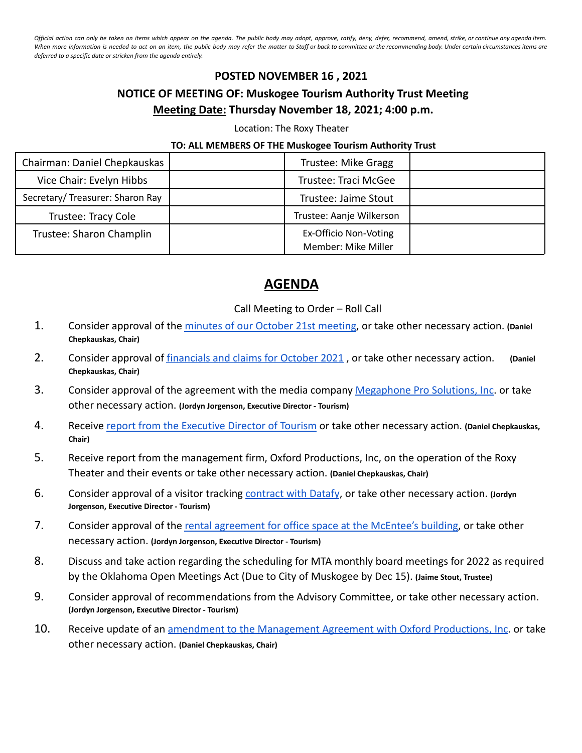*Official action can only be taken on items which appear on the agenda. The public body may adopt, approve, ratify, deny, defer, recommend, amend, strike, or continue any agenda item. When more information is needed to act on an item, the public body may refer the matter to Staff or back to committee or the recommending body. Under certain circumstances items are deferred to a specific date or stricken from the agenda entirely.*

**POSTED NOVEMBER 16 , 2021**

**NOTICE OF MEETING OF: Muskogee Tourism Authority Trust Meeting**

**Meeting Date: Thursday November 18, 2021; 4:00 p.m.**

Location: The Roxy Theater

**TO: ALL MEMBERS OF THE Muskogee Tourism Authority Trust**

| | | | |
|---|---|---|---|
| Chairman: Daniel Chepkauskas | | Trustee: Mike Gragg | |
| Vice Chair: Evelyn Hibbs | | Trustee: Traci McGee | |
| Secretary/ Treasurer: Sharon Ray | | Trustee: Jaime Stout | |
| Trustee: Tracy Cole | | Trustee: Aanje Wilkerson | |
| Trustee: Sharon Champlin | | Ex-Officio Non-Voting Member: Mike Miller | |

# AGENDA

Call Meeting to Order – Roll Call

1. Consider approval of the minutes of our October 21st meeting, or take other necessary action. **(Daniel Chepkauskas, Chair)**
2. Consider approval of financials and claims for October 2021 , or take other necessary action. **(Daniel Chepkauskas, Chair)**
3. Consider approval of the agreement with the media company Megaphone Pro Solutions, Inc. or take other necessary action. **(Jordyn Jorgenson, Executive Director - Tourism)**
4. Receive report from the Executive Director of Tourism or take other necessary action. **(Daniel Chepkauskas, Chair)**
5. Receive report from the management firm, Oxford Productions, Inc, on the operation of the Roxy Theater and their events or take other necessary action. **(Daniel Chepkauskas, Chair)**
6. Consider approval of a visitor tracking contract with Datafy, or take other necessary action. **(Jordyn Jorgenson, Executive Director - Tourism)**
7. Consider approval of the rental agreement for office space at the McEntee's building, or take other necessary action. **(Jordyn Jorgenson, Executive Director - Tourism)**
8. Discuss and take action regarding the scheduling for MTA monthly board meetings for 2022 as required by the Oklahoma Open Meetings Act (Due to City of Muskogee by Dec 15). **(Jaime Stout, Trustee)**
9. Consider approval of recommendations from the Advisory Committee, or take other necessary action. **(Jordyn Jorgenson, Executive Director - Tourism)**
10. Receive update of an amendment to the Management Agreement with Oxford Productions, Inc. or take other necessary action. **(Daniel Chepkauskas, Chair)**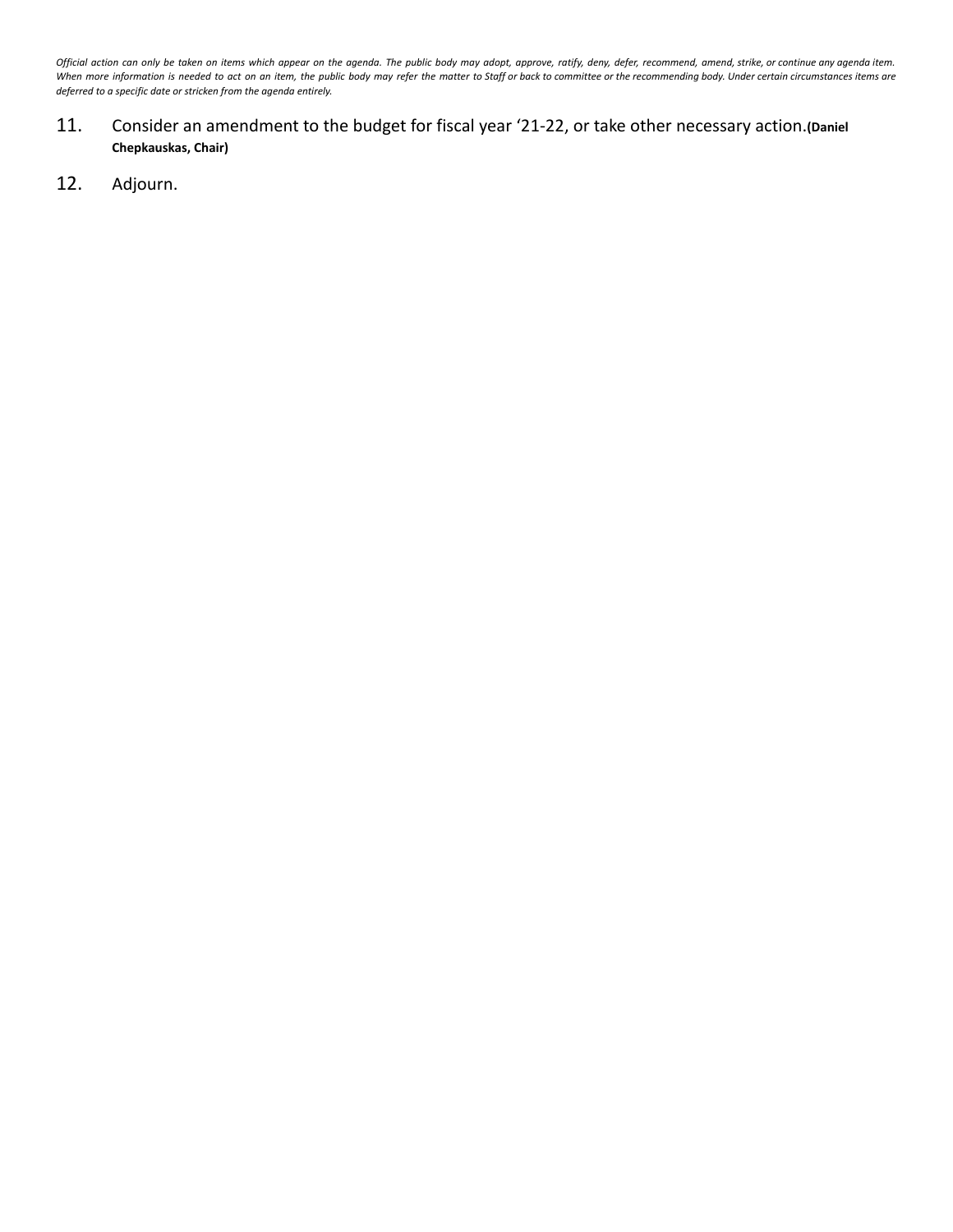*Official action can only be taken on items which appear on the agenda. The public body may adopt, approve, ratify, deny, defer, recommend, amend, strike, or continue any agenda item. When more information is needed to act on an item, the public body may refer the matter to Staff or back to committee or the recommending body. Under certain circumstances items are deferred to a specific date or stricken from the agenda entirely.*

11. Consider an amendment to the budget for fiscal year '21-22, or take other necessary action. **(Daniel Chepkauskas, Chair)**

12. Adjourn.